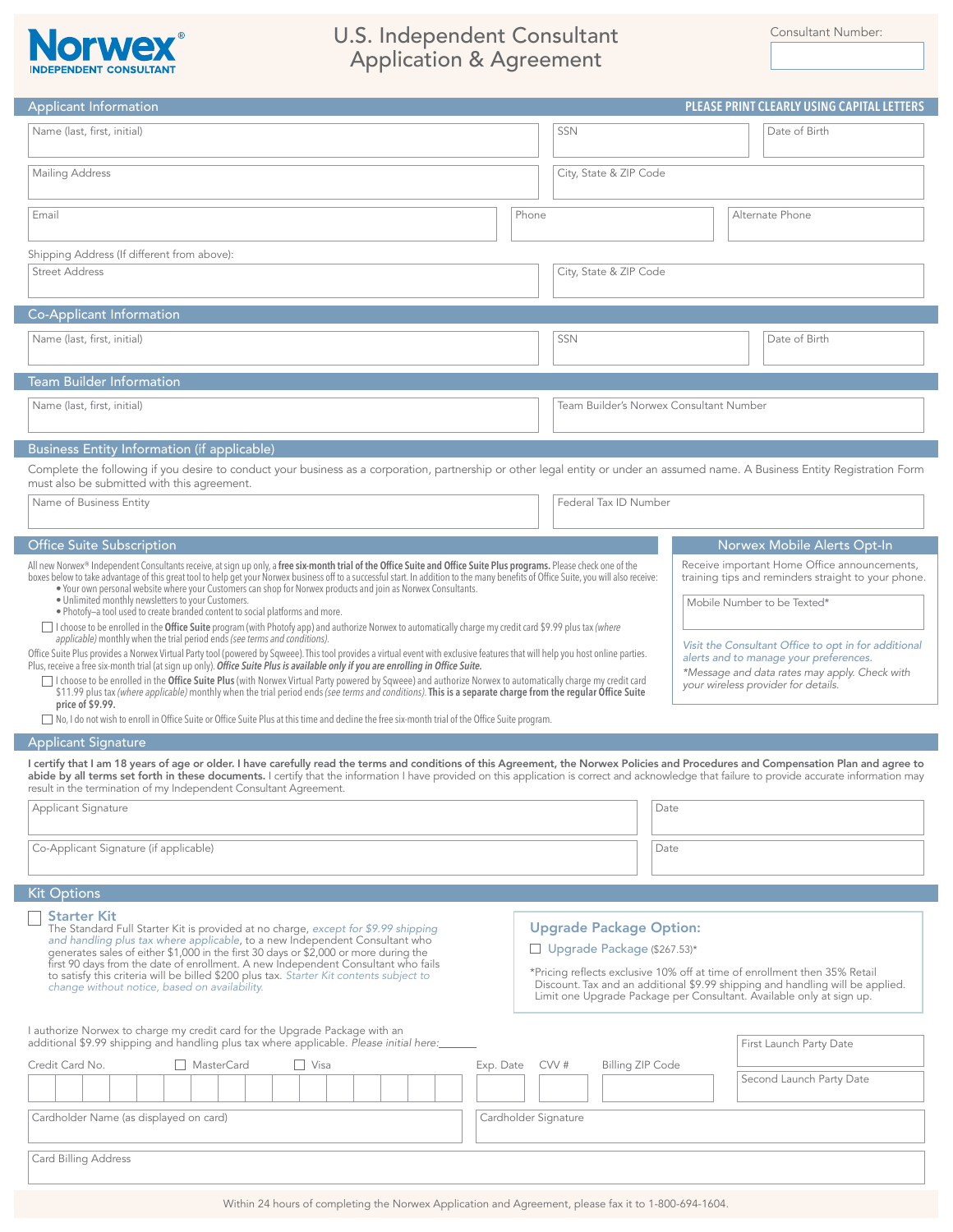# Norwex® INDEPENDENT CONSULTANT

# U.S. Independent Consultant Application & Agreement

Consultant Number:

## Applicant Information

**PLEASE PRINT CLEARLY USING CAPITAL LETTERS**

| Name (last, first, initial) | SSN | Date of Birth |
|---|---|---|
| Mailing Address | City, State & ZIP Code | |
| Email | Phone | Alternate Phone |

Shipping Address (If different from above):

| Street Address | City, State & ZIP Code |
|---|---|

## Co-Applicant Information

| Name (last, first, initial) | SSN | Date of Birth |
|---|---|---|

## Team Builder Information

| Name (last, first, initial) | Team Builder's Norwex Consultant Number |
|---|---|

## Business Entity Information (if applicable)

Complete the following if you desire to conduct your business as a corporation, partnership or other legal entity or under an assumed name. A Business Entity Registration Form must also be submitted with this agreement.

| Name of Business Entity | Federal Tax ID Number |
|---|---|

## Office Suite Subscription

All new Norwex® Independent Consultants receive, at sign up only, a **free six-month trial of the Office Suite and Office Suite Plus programs.** Please check one of the boxes below to take advantage of this great tool to help get your Norwex business off to a successful start. In addition to the many benefits of Office Suite, you will also receive:

- Your own personal website where your Customers can shop for Norwex products and join as Norwex Consultants.
- Unlimited monthly newsletters to your Customers.
- Photofy–a tool used to create branded content to social platforms and more.

☐ I choose to be enrolled in the **Office Suite** program (with Photofy app) and authorize Norwex to automatically charge my credit card $9.99 plus tax *(where applicable)* monthly when the trial period ends *(see terms and conditions).*

Office Suite Plus provides a Norwex Virtual Party tool (powered by Sqweee). This tool provides a virtual event with exclusive features that will help you host online parties. Plus, receive a free six-month trial (at sign up only). ***Office Suite Plus is available only if you are enrolling in Office Suite.***

☐ I choose to be enrolled in the **Office Suite Plus** (with Norwex Virtual Party powered by Sqweee) and authorize Norwex to automatically charge my credit card $11.99 plus tax *(where applicable)* monthly when the trial period ends *(see terms and conditions).* **This is a separate charge from the regular Office Suite price of $9.99.**

☐ No, I do not wish to enroll in Office Suite or Office Suite Plus at this time and decline the free six-month trial of the Office Suite program.

## Norwex Mobile Alerts Opt-In

Receive important Home Office announcements, training tips and reminders straight to your phone.

Mobile Number to be Texted*

*Visit the Consultant Office to opt in for additional alerts and to manage your preferences.*

*\*Message and data rates may apply. Check with your wireless provider for details.*

## Applicant Signature

**I certify that I am 18 years of age or older. I have carefully read the terms and conditions of this Agreement, the Norwex Policies and Procedures and Compensation Plan and agree to abide by all terms set forth in these documents.** I certify that the information I have provided on this application is correct and acknowledge that failure to provide accurate information may result in the termination of my Independent Consultant Agreement.

| Applicant Signature | Date |
|---|---|
| Co-Applicant Signature (if applicable) | Date |

## Kit Options

☐ **Starter Kit**
The Standard Full Starter Kit is provided at no charge, *except for $9.99 shipping and handling plus tax where applicable*, to a new Independent Consultant who generates sales of either $1,000 in the first 30 days or $2,000 or more during the first 90 days from the date of enrollment. A new Independent Consultant who fails to satisfy this criteria will be billed $200 plus tax. *Starter Kit contents subject to change without notice, based on availability.*

**Upgrade Package Option:**

☐ Upgrade Package ($267.53)*

*Pricing reflects exclusive 10% off at time of enrollment then 35% Retail Discount. Tax and an additional $9.99 shipping and handling will be applied. Limit one Upgrade Package per Consultant. Available only at sign up.

I authorize Norwex to charge my credit card for the Upgrade Package with an additional $9.99 shipping and handling plus tax where applicable. *Please initial here:*______

| Credit Card No. ☐ MasterCard ☐ Visa | Exp. Date | CVV # | Billing ZIP Code |
|---|---|---|---|
| Cardholder Name (as displayed on card) | Cardholder Signature | | |
| Card Billing Address | | | |

| First Launch Party Date |
|---|
| Second Launch Party Date |

Within 24 hours of completing the Norwex Application and Agreement, please fax it to 1-800-694-1604.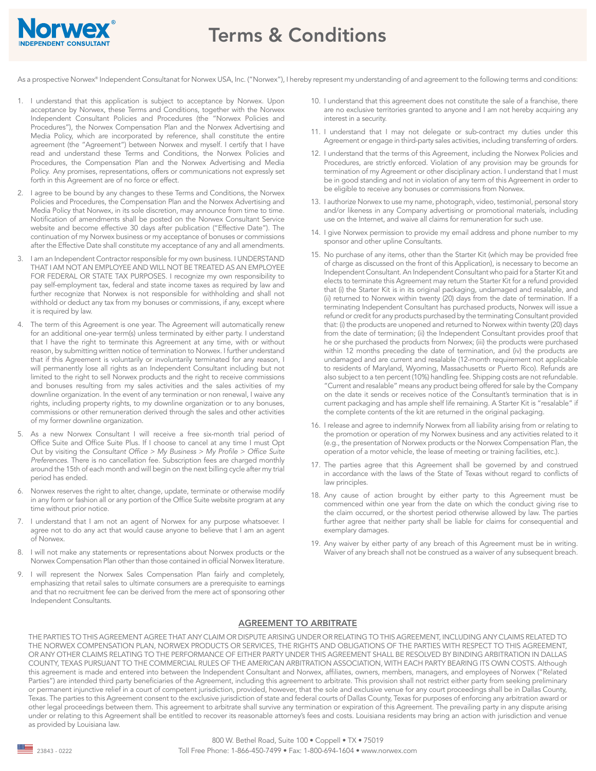# Norwex® INDEPENDENT CONSULTANT

# Terms & Conditions

As a prospective Norwex® Independent Consultanat for Norwex USA, Inc. ("Norwex"), I hereby represent my understanding of and agreement to the following terms and conditions:

1. I understand that this application is subject to acceptance by Norwex. Upon acceptance by Norwex, these Terms and Conditions, together with the Norwex Independent Consultant Policies and Procedures (the "Norwex Policies and Procedures"), the Norwex Compensation Plan and the Norwex Advertising and Media Policy, which are incorporated by reference, shall constitute the entire agreement (the "Agreement") between Norwex and myself. I certify that I have read and understand these Terms and Conditions, the Norwex Policies and Procedures, the Compensation Plan and the Norwex Advertising and Media Policy. Any promises, representations, offers or communications not expressly set forth in this Agreement are of no force or effect.
2. I agree to be bound by any changes to these Terms and Conditions, the Norwex Policies and Procedures, the Compensation Plan and the Norwex Advertising and Media Policy that Norwex, in its sole discretion, may announce from time to time. Notification of amendments shall be posted on the Norwex Consultant Service website and become effective 30 days after publication ("Effective Date"). The continuation of my Norwex business or my acceptance of bonuses or commissions after the Effective Date shall constitute my acceptance of any and all amendments.
3. I am an Independent Contractor responsible for my own business. I UNDERSTAND THAT I AM NOT AN EMPLOYEE AND WILL NOT BE TREATED AS AN EMPLOYEE FOR FEDERAL OR STATE TAX PURPOSES. I recognize my own responsibility to pay self-employment tax, federal and state income taxes as required by law and further recognize that Norwex is not responsible for withholding and shall not withhold or deduct any tax from my bonuses or commissions, if any, except where it is required by law.
4. The term of this Agreement is one year. The Agreement will automatically renew for an additional one-year term(s) unless terminated by either party. I understand that I have the right to terminate this Agreement at any time, with or without reason, by submitting written notice of termination to Norwex. I further understand that if this Agreement is voluntarily or involuntarily terminated for any reason, I will permanently lose all rights as an Independent Consultant including but not limited to the right to sell Norwex products and the right to receive commissions and bonuses resulting from my sales activities and the sales activities of my downline organization. In the event of any termination or non renewal, I waive any rights, including property rights, to my downline organization or to any bonuses, commissions or other remuneration derived through the sales and other activities of my former downline organization.
5. As a new Norwex Consultant I will receive a free six-month trial period of Office Suite and Office Suite Plus. If I choose to cancel at any time I must Opt Out by visiting the *Consultant Office > My Business > My Profile > Office Suite Preferences.* There is no cancellation fee. Subscription fees are charged monthly around the 15th of each month and will begin on the next billing cycle after my trial period has ended.
6. Norwex reserves the right to alter, change, update, terminate or otherwise modify in any form or fashion all or any portion of the Office Suite website program at any time without prior notice.
7. I understand that I am not an agent of Norwex for any purpose whatsoever. I agree not to do any act that would cause anyone to believe that I am an agent of Norwex.
8. I will not make any statements or representations about Norwex products or the Norwex Compensation Plan other than those contained in official Norwex literature.
9. I will represent the Norwex Sales Compensation Plan fairly and completely, emphasizing that retail sales to ultimate consumers are a prerequisite to earnings and that no recruitment fee can be derived from the mere act of sponsoring other Independent Consultants.
10. I understand that this agreement does not constitute the sale of a franchise, there are no exclusive territories granted to anyone and I am not hereby acquiring any interest in a security.
11. I understand that I may not delegate or sub-contract my duties under this Agreement or engage in third-party sales activities, including transferring of orders.
12. I understand that the terms of this Agreement, including the Norwex Policies and Procedures, are strictly enforced. Violation of any provision may be grounds for termination of my Agreement or other disciplinary action. I understand that I must be in good standing and not in violation of any term of this Agreement in order to be eligible to receive any bonuses or commissions from Norwex.
13. I authorize Norwex to use my name, photograph, video, testimonial, personal story and/or likeness in any Company advertising or promotional materials, including use on the Internet, and waive all claims for remuneration for such use.
14. I give Norwex permission to provide my email address and phone number to my sponsor and other upline Consultants.
15. No purchase of any items, other than the Starter Kit (which may be provided free of charge as discussed on the front of this Application), is necessary to become an Independent Consultant. An Independent Consultant who paid for a Starter Kit and elects to terminate this Agreement may return the Starter Kit for a refund provided that (i) the Starter Kit is in its original packaging, undamaged and resalable, and (ii) returned to Norwex within twenty (20) days from the date of termination. If a terminating Independent Consultant has purchased products, Norwex will issue a refund or credit for any products purchased by the terminating Consultant provided that: (i) the products are unopened and returned to Norwex within twenty (20) days from the date of termination; (ii) the Independent Consultant provides proof that he or she purchased the products from Norwex; (iii) the products were purchased within 12 months preceding the date of termination, and (iv) the products are undamaged and are current and resalable (12-month requirement not applicable to residents of Maryland, Wyoming, Massachusetts or Puerto Rico). Refunds are also subject to a ten percent (10%) handling fee. Shipping costs are not refundable. "Current and resalable" means any product being offered for sale by the Company on the date it sends or receives notice of the Consultant's termination that is in current packaging and has ample shelf life remaining. A Starter Kit is "resalable" if the complete contents of the kit are returned in the original packaging.
16. I release and agree to indemnify Norwex from all liability arising from or relating to the promotion or operation of my Norwex business and any activities related to it (e.g., the presentation of Norwex products or the Norwex Compensation Plan, the operation of a motor vehicle, the lease of meeting or training facilities, etc.).
17. The parties agree that this Agreement shall be governed by and construed in accordance with the laws of the State of Texas without regard to conflicts of law principles.
18. Any cause of action brought by either party to this Agreement must be commenced within one year from the date on which the conduct giving rise to the claim occurred, or the shortest period otherwise allowed by law. The parties further agree that neither party shall be liable for claims for consequential and exemplary damages.
19. Any waiver by either party of any breach of this Agreement must be in writing. Waiver of any breach shall not be construed as a waiver of any subsequent breach.

## AGREEMENT TO ARBITRATE

THE PARTIES TO THIS AGREEMENT AGREE THAT ANY CLAIM OR DISPUTE ARISING UNDER OR RELATING TO THIS AGREEMENT, INCLUDING ANY CLAIMS RELATED TO THE NORWEX COMPENSATION PLAN, NORWEX PRODUCTS OR SERVICES, THE RIGHTS AND OBLIGATIONS OF THE PARTIES WITH RESPECT TO THIS AGREEMENT, OR ANY OTHER CLAIMS RELATING TO THE PERFORMANCE OF EITHER PARTY UNDER THIS AGREEMENT SHALL BE RESOLVED BY BINDING ARBITRATION IN DALLAS COUNTY, TEXAS PURSUANT TO THE COMMERCIAL RULES OF THE AMERICAN ARBITRATION ASSOCIATION, WITH EACH PARTY BEARING ITS OWN COSTS. Although this agreement is made and entered into between the Independent Consultant and Norwex, affiliates, owners, members, managers, and employees of Norwex ("Related Parties") are intended third party beneficiaries of the Agreement, including this agreement to arbitrate. This provision shall not restrict either party from seeking preliminary or permanent injunctive relief in a court of competent jurisdiction, provided, however, that the sole and exclusive venue for any court proceedings shall be in Dallas County, Texas. The parties to this Agreement consent to the exclusive jurisdiction of state and federal courts of Dallas County, Texas for purposes of enforcing any arbitration award or other legal proceedings between them. This agreement to arbitrate shall survive any termination or expiration of this Agreement. The prevailing party in any dispute arising under or relating to this Agreement shall be entitled to recover its reasonable attorney's fees and costs. Louisiana residents may bring an action with jurisdiction and venue as provided by Louisiana law.

800 W. Bethel Road, Suite 100 • Coppell • TX • 75019
Toll Free Phone: 1-866-450-7499 • Fax: 1-800-694-1604 • www.norwex.com

23843 - 0222